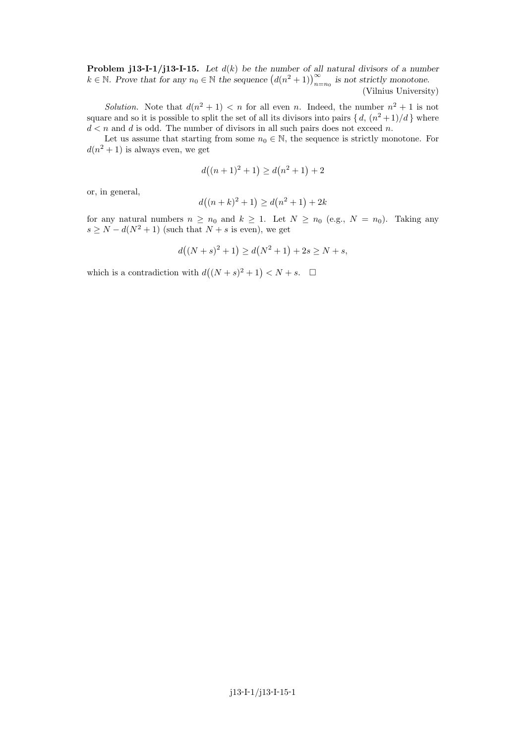**Problem j13-I-1/j13-I-15.** *Let $d(k)$ be the number of all natural divisors of a number $k \in \mathbb{N}$. Prove that for any $n_0 \in \mathbb{N}$ the sequence $\big(d(n^2+1)\big)_{n=n_0}^{\infty}$ is not strictly monotone.*

(Vilnius University)

*Solution.* Note that $d(n^2+1) < n$ for all even $n$. Indeed, the number $n^2+1$ is not square and so it is possible to split the set of all its divisors into pairs $\{\, d,\ (n^2+1)/d \,\}$ where $d < n$ and $d$ is odd. The number of divisors in all such pairs does not exceed $n$.

Let us assume that starting from some $n_0 \in \mathbb{N}$, the sequence is strictly monotone. For $d(n^2+1)$ is always even, we get

$$d\big((n+1)^2+1\big) \geq d\big(n^2+1\big) + 2$$

or, in general,

$$d\big((n+k)^2+1\big) \geq d\big(n^2+1\big) + 2k$$

for any natural numbers $n \geq n_0$ and $k \geq 1$. Let $N \geq n_0$ (e.g., $N = n_0$). Taking any $s \geq N - d(N^2+1)$ (such that $N+s$ is even), we get

$$d\big((N+s)^2+1\big) \geq d\big(N^2+1\big) + 2s \geq N+s,$$

which is a contradiction with $d\big((N+s)^2+1\big) < N+s$. $\square$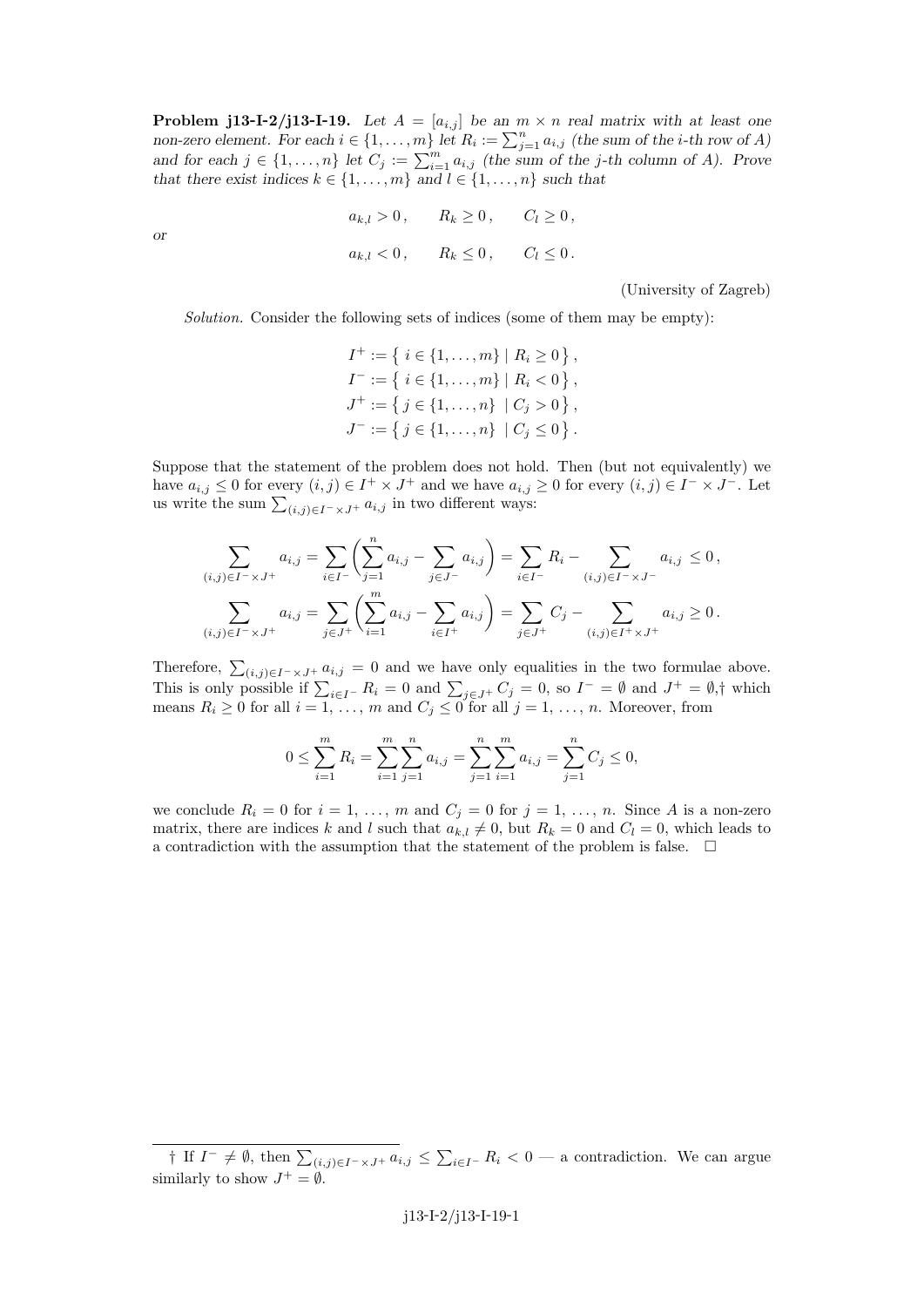**Problem j13-I-2/j13-I-19.** *Let $A = [a_{i,j}]$ be an $m \times n$ real matrix with at least one non-zero element. For each $i \in \{1, \dots, m\}$ let $R_i := \sum_{j=1}^n a_{i,j}$ (the sum of the $i$-th row of $A$) and for each $j \in \{1, \dots, n\}$ let $C_j := \sum_{i=1}^m a_{i,j}$ (the sum of the $j$-th column of $A$). Prove that there exist indices $k \in \{1, \dots, m\}$ and $l \in \{1, \dots, n\}$ such that*

$$a_{k,l} > 0\,, \qquad R_k \geq 0\,, \qquad C_l \geq 0\,,$$

*or*

$$a_{k,l} < 0\,, \qquad R_k \leq 0\,, \qquad C_l \leq 0\,.$$

(University of Zagreb)

*Solution.* Consider the following sets of indices (some of them may be empty):

$$\begin{aligned}
I^+ &:= \{\, i \in \{1, \dots, m\} \mid R_i \geq 0 \,\}\,,\\
I^- &:= \{\, i \in \{1, \dots, m\} \mid R_i < 0 \,\}\,,\\
J^+ &:= \{\, j \in \{1, \dots, n\} \ \mid C_j > 0 \,\}\,,\\
J^- &:= \{\, j \in \{1, \dots, n\} \ \mid C_j \leq 0 \,\}\,.
\end{aligned}$$

Suppose that the statement of the problem does not hold. Then (but not equivalently) we have $a_{i,j} \leq 0$ for every $(i,j) \in I^+ \times J^+$ and we have $a_{i,j} \geq 0$ for every $(i,j) \in I^- \times J^-$. Let us write the sum $\sum_{(i,j) \in I^- \times J^+} a_{i,j}$ in two different ways:

$$\sum_{(i,j) \in I^- \times J^+} a_{i,j} = \sum_{i \in I^-} \left( \sum_{j=1}^n a_{i,j} - \sum_{j \in J^-} a_{i,j} \right) = \sum_{i \in I^-} R_i - \sum_{(i,j) \in I^- \times J^-} a_{i,j} \leq 0\,,$$

$$\sum_{(i,j) \in I^- \times J^+} a_{i,j} = \sum_{j \in J^+} \left( \sum_{i=1}^m a_{i,j} - \sum_{i \in I^+} a_{i,j} \right) = \sum_{j \in J^+} C_j - \sum_{(i,j) \in I^+ \times J^+} a_{i,j} \geq 0\,.$$

Therefore, $\sum_{(i,j) \in I^- \times J^+} a_{i,j} = 0$ and we have only equalities in the two formulae above. This is only possible if $\sum_{i \in I^-} R_i = 0$ and $\sum_{j \in J^+} C_j = 0$, so $I^- = \emptyset$ and $J^+ = \emptyset$,† which means $R_i \geq 0$ for all $i = 1, \dots, m$ and $C_j \leq 0$ for all $j = 1, \dots, n$. Moreover, from

$$0 \leq \sum_{i=1}^m R_i = \sum_{i=1}^m \sum_{j=1}^n a_{i,j} = \sum_{j=1}^n \sum_{i=1}^m a_{i,j} = \sum_{j=1}^n C_j \leq 0,$$

we conclude $R_i = 0$ for $i = 1, \dots, m$ and $C_j = 0$ for $j = 1, \dots, n$. Since $A$ is a non-zero matrix, there are indices $k$ and $l$ such that $a_{k,l} \neq 0$, but $R_k = 0$ and $C_l = 0$, which leads to a contradiction with the assumption that the statement of the problem is false. $\square$

---

† If $I^- \neq \emptyset$, then $\sum_{(i,j) \in I^- \times J^+} a_{i,j} \leq \sum_{i \in I^-} R_i < 0$ — a contradiction. We can argue similarly to show $J^+ = \emptyset$.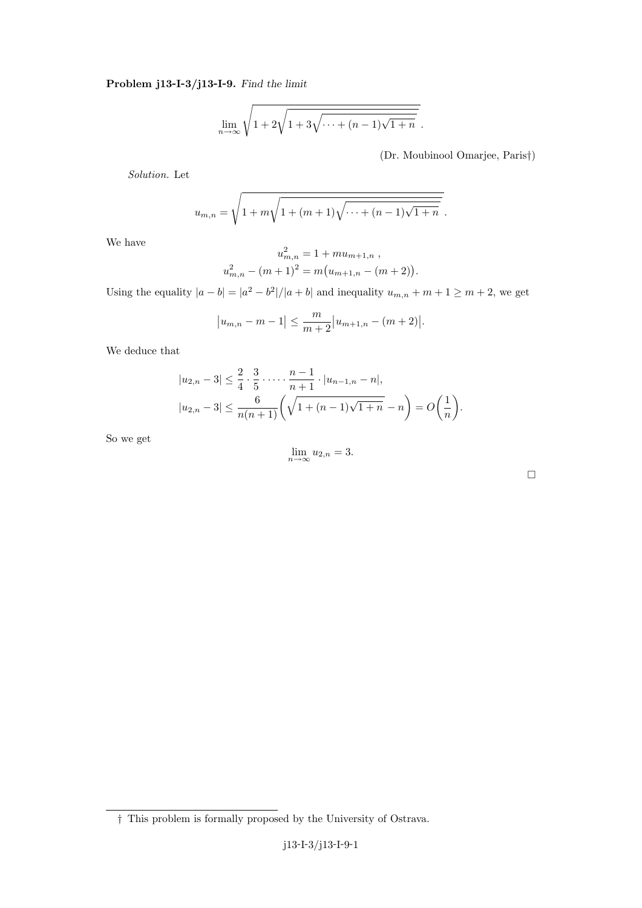**Problem j13-I-3/j13-I-9.** *Find the limit*

$$\lim_{n\to\infty} \sqrt{1 + 2\sqrt{1 + 3\sqrt{\cdots + (n-1)\sqrt{1+n}}}}\ .$$

(Dr. Moubinool Omarjee, Paris†)

*Solution.* Let

$$u_{m,n} = \sqrt{1 + m\sqrt{1 + (m+1)\sqrt{\cdots + (n-1)\sqrt{1+n}}}}\ .$$

We have

$$u_{m,n}^2 = 1 + m u_{m+1,n}\ ,$$
$$u_{m,n}^2 - (m+1)^2 = m\big(u_{m+1,n} - (m+2)\big).$$

Using the equality $|a-b| = |a^2 - b^2|/|a+b|$ and inequality $u_{m,n} + m + 1 \geq m+2$, we get

$$\big|u_{m,n} - m - 1\big| \leq \frac{m}{m+2}\big|u_{m+1,n} - (m+2)\big|.$$

We deduce that

$$|u_{2,n} - 3| \leq \frac{2}{4}\cdot\frac{3}{5}\cdot\dots\cdot\frac{n-1}{n+1}\cdot|u_{n-1,n} - n|,$$
$$|u_{2,n} - 3| \leq \frac{6}{n(n+1)}\left(\sqrt{1 + (n-1)\sqrt{1+n}} - n\right) = O\left(\frac{1}{n}\right).$$

So we get

$$\lim_{n\to\infty} u_{2,n} = 3.$$

□

† This problem is formally proposed by the University of Ostrava.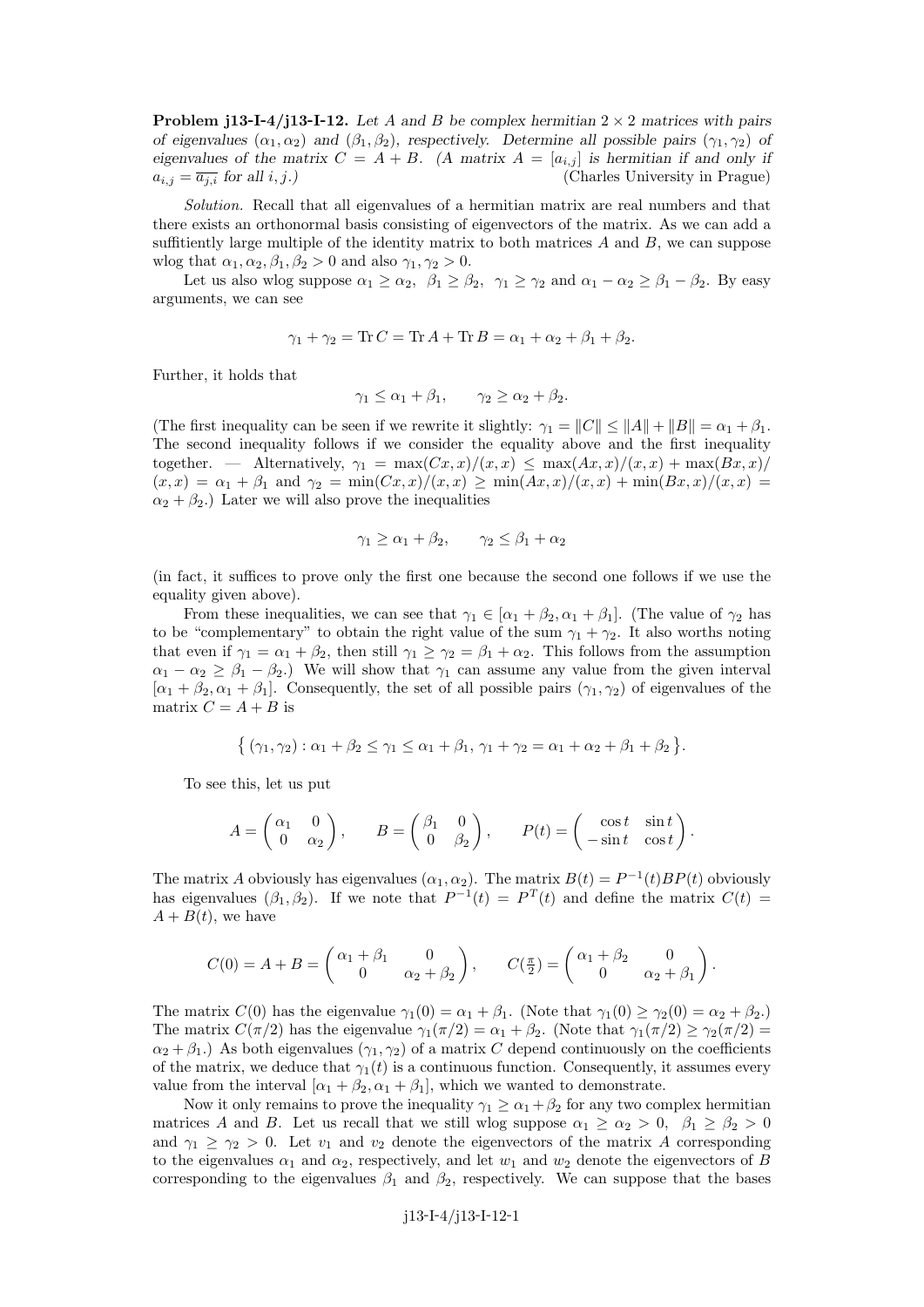**Problem j13-I-4/j13-I-12.** *Let $A$ and $B$ be complex hermitian $2 \times 2$ matrices with pairs of eigenvalues $(\alpha_1, \alpha_2)$ and $(\beta_1, \beta_2)$, respectively. Determine all possible pairs $(\gamma_1, \gamma_2)$ of eigenvalues of the matrix $C = A + B$. (A matrix $A = [a_{i,j}]$ is hermitian if and only if $a_{i,j} = \overline{a_{j,i}}$ for all $i, j$.)* (Charles University in Prague)

*Solution.* Recall that all eigenvalues of a hermitian matrix are real numbers and that there exists an orthonormal basis consisting of eigenvectors of the matrix. As we can add a suffitiently large multiple of the identity matrix to both matrices $A$ and $B$, we can suppose wlog that $\alpha_1, \alpha_2, \beta_1, \beta_2 > 0$ and also $\gamma_1, \gamma_2 > 0$.

Let us also wlog suppose $\alpha_1 \geq \alpha_2$, $\beta_1 \geq \beta_2$, $\gamma_1 \geq \gamma_2$ and $\alpha_1 - \alpha_2 \geq \beta_1 - \beta_2$. By easy arguments, we can see

$$\gamma_1 + \gamma_2 = \operatorname{Tr} C = \operatorname{Tr} A + \operatorname{Tr} B = \alpha_1 + \alpha_2 + \beta_1 + \beta_2.$$

Further, it holds that

$$\gamma_1 \leq \alpha_1 + \beta_1, \qquad \gamma_2 \geq \alpha_2 + \beta_2.$$

(The first inequality can be seen if we rewrite it slightly: $\gamma_1 = \|C\| \leq \|A\| + \|B\| = \alpha_1 + \beta_1$. The second inequality follows if we consider the equality above and the first inequality together. — Alternatively, $\gamma_1 = \max(Cx, x)/(x, x) \leq \max(Ax, x)/(x, x) + \max(Bx, x)/(x, x) = \alpha_1 + \beta_1$ and $\gamma_2 = \min(Cx, x)/(x, x) \geq \min(Ax, x)/(x, x) + \min(Bx, x)/(x, x) = \alpha_2 + \beta_2$.) Later we will also prove the inequalities

$$\gamma_1 \geq \alpha_1 + \beta_2, \qquad \gamma_2 \leq \beta_1 + \alpha_2$$

(in fact, it suffices to prove only the first one because the second one follows if we use the equality given above).

From these inequalities, we can see that $\gamma_1 \in [\alpha_1 + \beta_2, \alpha_1 + \beta_1]$. (The value of $\gamma_2$ has to be "complementary" to obtain the right value of the sum $\gamma_1 + \gamma_2$. It also worths noting that even if $\gamma_1 = \alpha_1 + \beta_2$, then still $\gamma_1 \geq \gamma_2 = \beta_1 + \alpha_2$. This follows from the assumption $\alpha_1 - \alpha_2 \geq \beta_1 - \beta_2$.) We will show that $\gamma_1$ can assume any value from the given interval $[\alpha_1 + \beta_2, \alpha_1 + \beta_1]$. Consequently, the set of all possible pairs $(\gamma_1, \gamma_2)$ of eigenvalues of the matrix $C = A + B$ is

$$\big\{ (\gamma_1, \gamma_2) : \alpha_1 + \beta_2 \leq \gamma_1 \leq \alpha_1 + \beta_1,\ \gamma_1 + \gamma_2 = \alpha_1 + \alpha_2 + \beta_1 + \beta_2 \big\}.$$

To see this, let us put

$$A = \begin{pmatrix} \alpha_1 & 0 \\ 0 & \alpha_2 \end{pmatrix}, \qquad B = \begin{pmatrix} \beta_1 & 0 \\ 0 & \beta_2 \end{pmatrix}, \qquad P(t) = \begin{pmatrix} \cos t & \sin t \\ -\sin t & \cos t \end{pmatrix}.$$

The matrix $A$ obviously has eigenvalues $(\alpha_1, \alpha_2)$. The matrix $B(t) = P^{-1}(t) B P(t)$ obviously has eigenvalues $(\beta_1, \beta_2)$. If we note that $P^{-1}(t) = P^T(t)$ and define the matrix $C(t) = A + B(t)$, we have

$$C(0) = A + B = \begin{pmatrix} \alpha_1 + \beta_1 & 0 \\ 0 & \alpha_2 + \beta_2 \end{pmatrix}, \qquad C(\tfrac{\pi}{2}) = \begin{pmatrix} \alpha_1 + \beta_2 & 0 \\ 0 & \alpha_2 + \beta_1 \end{pmatrix}.$$

The matrix $C(0)$ has the eigenvalue $\gamma_1(0) = \alpha_1 + \beta_1$. (Note that $\gamma_1(0) \geq \gamma_2(0) = \alpha_2 + \beta_2$.) The matrix $C(\pi/2)$ has the eigenvalue $\gamma_1(\pi/2) = \alpha_1 + \beta_2$. (Note that $\gamma_1(\pi/2) \geq \gamma_2(\pi/2) = \alpha_2 + \beta_1$.) As both eigenvalues $(\gamma_1, \gamma_2)$ of a matrix $C$ depend continuously on the coefficients of the matrix, we deduce that $\gamma_1(t)$ is a continuous function. Consequently, it assumes every value from the interval $[\alpha_1 + \beta_2, \alpha_1 + \beta_1]$, which we wanted to demonstrate.

Now it only remains to prove the inequality $\gamma_1 \geq \alpha_1 + \beta_2$ for any two complex hermitian matrices $A$ and $B$. Let us recall that we still wlog suppose $\alpha_1 \geq \alpha_2 > 0$, $\beta_1 \geq \beta_2 > 0$ and $\gamma_1 \geq \gamma_2 > 0$. Let $v_1$ and $v_2$ denote the eigenvectors of the matrix $A$ corresponding to the eigenvalues $\alpha_1$ and $\alpha_2$, respectively, and let $w_1$ and $w_2$ denote the eigenvectors of $B$ corresponding to the eigenvalues $\beta_1$ and $\beta_2$, respectively. We can suppose that the bases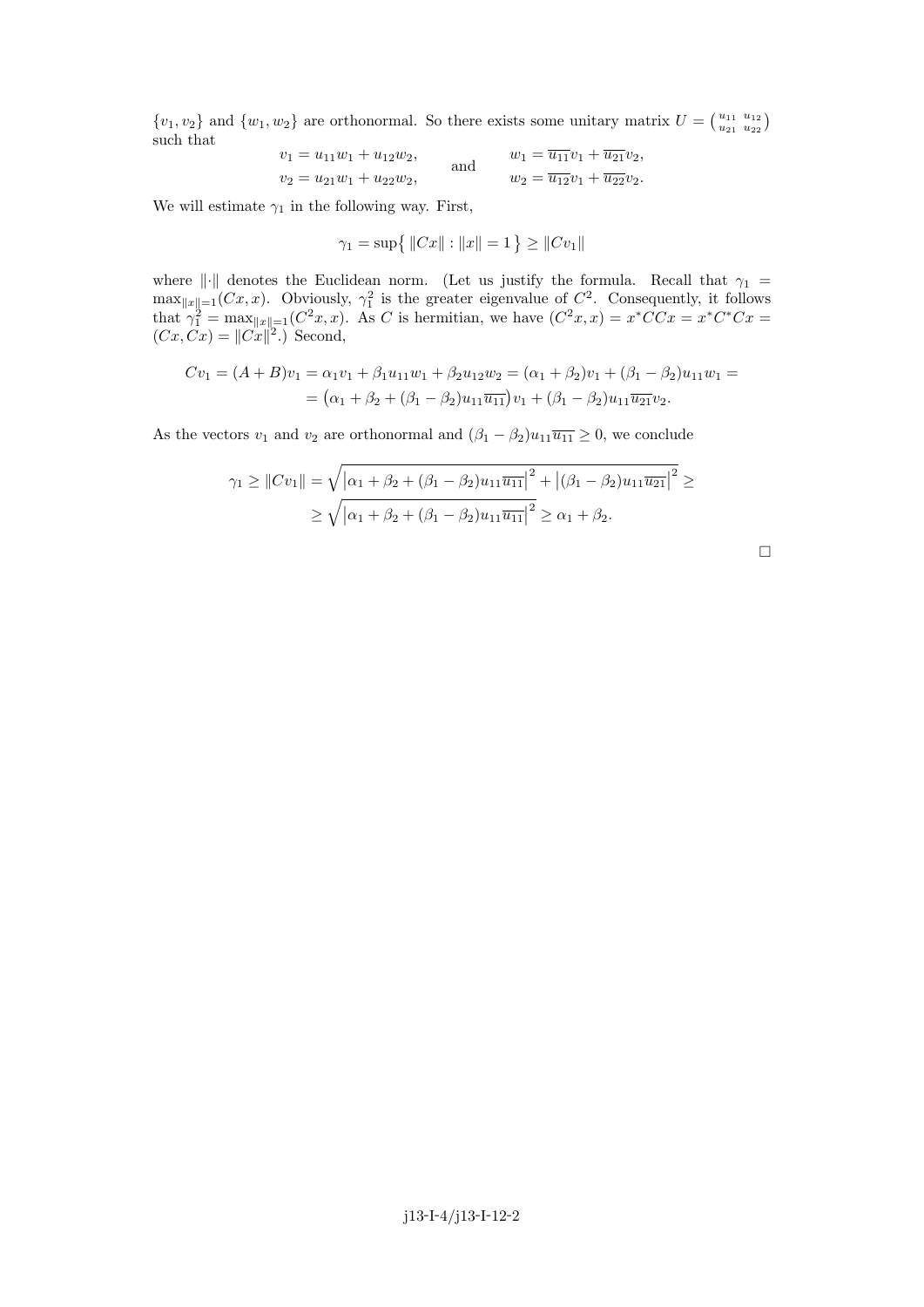$\{v_1, v_2\}$ and $\{w_1, w_2\}$ are orthonormal. So there exists some unitary matrix $U = \left(\begin{smallmatrix} u_{11} & u_{12} \\ u_{21} & u_{22} \end{smallmatrix}\right)$ such that

$$
\begin{aligned}
v_1 &= u_{11}w_1 + u_{12}w_2, \\
v_2 &= u_{21}w_1 + u_{22}w_2,
\end{aligned}
\qquad \text{and} \qquad
\begin{aligned}
w_1 &= \overline{u_{11}}v_1 + \overline{u_{21}}v_2, \\
w_2 &= \overline{u_{12}}v_1 + \overline{u_{22}}v_2.
\end{aligned}
$$

We will estimate $\gamma_1$ in the following way. First,

$$
\gamma_1 = \sup\{\, \|Cx\| : \|x\| = 1 \,\} \geq \|Cv_1\|
$$

where $\|\cdot\|$ denotes the Euclidean norm. (Let us justify the formula. Recall that $\gamma_1 = \max_{\|x\|=1}(Cx, x)$. Obviously, $\gamma_1^2$ is the greater eigenvalue of $C^2$. Consequently, it follows that $\gamma_1^2 = \max_{\|x\|=1}(C^2x, x)$. As $C$ is hermitian, we have $(C^2x, x) = x^*CCx = x^*C^*Cx = (Cx, Cx) = \|Cx\|^2$.) Second,

$$
\begin{aligned}
Cv_1 = (A+B)v_1 &= \alpha_1 v_1 + \beta_1 u_{11} w_1 + \beta_2 u_{12} w_2 = (\alpha_1 + \beta_2)v_1 + (\beta_1 - \beta_2)u_{11}w_1 = \\
&= \big(\alpha_1 + \beta_2 + (\beta_1 - \beta_2)u_{11}\overline{u_{11}}\big)v_1 + (\beta_1 - \beta_2)u_{11}\overline{u_{21}}v_2.
\end{aligned}
$$

As the vectors $v_1$ and $v_2$ are orthonormal and $(\beta_1 - \beta_2)u_{11}\overline{u_{11}} \geq 0$, we conclude

$$
\begin{aligned}
\gamma_1 \geq \|Cv_1\| &= \sqrt{\left|\alpha_1 + \beta_2 + (\beta_1 - \beta_2)u_{11}\overline{u_{11}}\right|^2 + \left|(\beta_1 - \beta_2)u_{11}\overline{u_{21}}\right|^2} \geq \\
&\geq \sqrt{\left|\alpha_1 + \beta_2 + (\beta_1 - \beta_2)u_{11}\overline{u_{11}}\right|^2} \geq \alpha_1 + \beta_2.
\end{aligned}
$$

$\square$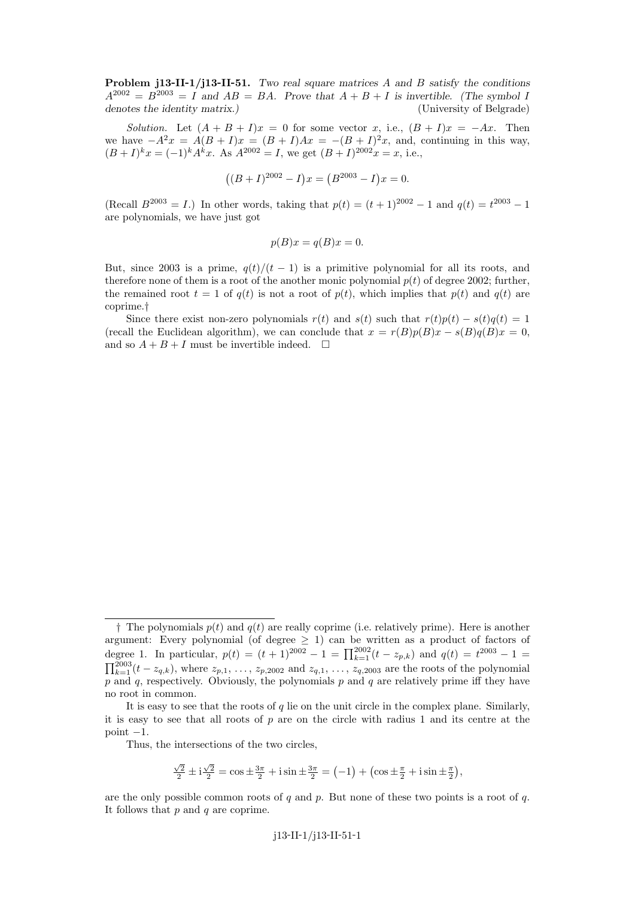**Problem j13-II-1/j13-II-51.** *Two real square matrices $A$ and $B$ satisfy the conditions $A^{2002} = B^{2003} = I$ and $AB = BA$. Prove that $A + B + I$ is invertible. (The symbol $I$ denotes the identity matrix.)* (University of Belgrade)

*Solution.* Let $(A + B + I)x = 0$ for some vector $x$, i.e., $(B + I)x = -Ax$. Then we have $-A^2x = A(B + I)x = (B + I)Ax = -(B + I)^2x$, and, continuing in this way, $(B + I)^k x = (-1)^k A^k x$. As $A^{2002} = I$, we get $(B + I)^{2002}x = x$, i.e.,

$$\big((B + I)^{2002} - I\big)x = \big(B^{2003} - I\big)x = 0.$$

(Recall $B^{2003} = I$.) In other words, taking that $p(t) = (t + 1)^{2002} - 1$ and $q(t) = t^{2003} - 1$ are polynomials, we have just got

$$p(B)x = q(B)x = 0.$$

But, since 2003 is a prime, $q(t)/(t - 1)$ is a primitive polynomial for all its roots, and therefore none of them is a root of the another monic polynomial $p(t)$ of degree 2002; further, the remained root $t = 1$ of $q(t)$ is not a root of $p(t)$, which implies that $p(t)$ and $q(t)$ are coprime.†

Since there exist non-zero polynomials $r(t)$ and $s(t)$ such that $r(t)p(t) - s(t)q(t) = 1$ (recall the Euclidean algorithm), we can conclude that $x = r(B)p(B)x - s(B)q(B)x = 0$, and so $A + B + I$ must be invertible indeed. □

---

† The polynomials $p(t)$ and $q(t)$ are really coprime (i.e. relatively prime). Here is another argument: Every polynomial (of degree $\geq 1$) can be written as a product of factors of degree 1. In particular, $p(t) = (t + 1)^{2002} - 1 = \prod_{k=1}^{2002}(t - z_{p,k})$ and $q(t) = t^{2003} - 1 = \prod_{k=1}^{2003}(t - z_{q,k})$, where $z_{p,1}, \ldots, z_{p,2002}$ and $z_{q,1}, \ldots, z_{q,2003}$ are the roots of the polynomial $p$ and $q$, respectively. Obviously, the polynomials $p$ and $q$ are relatively prime iff they have no root in common.

It is easy to see that the roots of $q$ lie on the unit circle in the complex plane. Similarly, it is easy to see that all roots of $p$ are on the circle with radius 1 and its centre at the point $-1$.

Thus, the intersections of the two circles,

$$\tfrac{\sqrt{2}}{2} \pm \mathrm{i}\tfrac{\sqrt{2}}{2} = \cos \pm \tfrac{3\pi}{2} + \mathrm{i} \sin \pm \tfrac{3\pi}{2} = \big(-1\big) + \big(\cos \pm \tfrac{\pi}{2} + \mathrm{i} \sin \pm \tfrac{\pi}{2}\big),$$

are the only possible common roots of $q$ and $p$. But none of these two points is a root of $q$. It follows that $p$ and $q$ are coprime.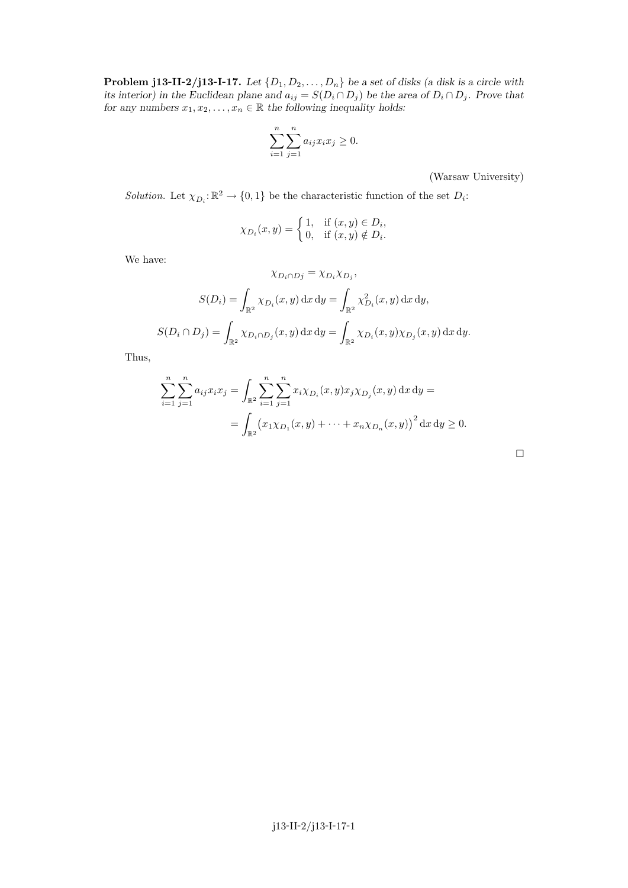**Problem j13-II-2/j13-I-17.** *Let $\{D_1, D_2, \ldots, D_n\}$ be a set of disks (a disk is a circle with its interior) in the Euclidean plane and $a_{ij} = S(D_i \cap D_j)$ be the area of $D_i \cap D_j$. Prove that for any numbers $x_1, x_2, \ldots, x_n \in \mathbb{R}$ the following inequality holds:*

$$\sum_{i=1}^{n} \sum_{j=1}^{n} a_{ij} x_i x_j \geq 0.$$

(Warsaw University)

*Solution.* Let $\chi_{D_i} \colon \mathbb{R}^2 \to \{0, 1\}$ be the characteristic function of the set $D_i$:

$$\chi_{D_i}(x, y) = \begin{cases} 1, & \text{if } (x, y) \in D_i, \\ 0, & \text{if } (x, y) \notin D_i. \end{cases}$$

We have:

$$\chi_{D_i \cap D_j} = \chi_{D_i} \chi_{D_j},$$

$$S(D_i) = \int_{\mathbb{R}^2} \chi_{D_i}(x, y)\, \mathrm{d}x\, \mathrm{d}y = \int_{\mathbb{R}^2} \chi_{D_i}^2(x, y)\, \mathrm{d}x\, \mathrm{d}y,$$

$$S(D_i \cap D_j) = \int_{\mathbb{R}^2} \chi_{D_i \cap D_j}(x, y)\, \mathrm{d}x\, \mathrm{d}y = \int_{\mathbb{R}^2} \chi_{D_i}(x, y) \chi_{D_j}(x, y)\, \mathrm{d}x\, \mathrm{d}y.$$

Thus,

$$\sum_{i=1}^{n} \sum_{j=1}^{n} a_{ij} x_i x_j = \int_{\mathbb{R}^2} \sum_{i=1}^{n} \sum_{j=1}^{n} x_i \chi_{D_i}(x, y) x_j \chi_{D_j}(x, y)\, \mathrm{d}x\, \mathrm{d}y =$$

$$= \int_{\mathbb{R}^2} \left( x_1 \chi_{D_1}(x, y) + \cdots + x_n \chi_{D_n}(x, y) \right)^2 \mathrm{d}x\, \mathrm{d}y \geq 0.$$

□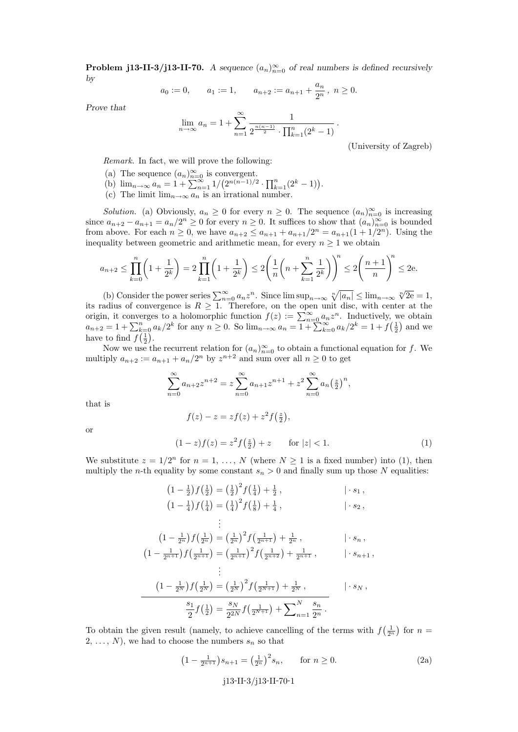**Problem j13-II-3/j13-II-70.** *A sequence $(a_n)_{n=0}^\infty$ of real numbers is defined recursively by*

$$a_0 := 0, \qquad a_1 := 1, \qquad a_{n+2} := a_{n+1} + \frac{a_n}{2^n}, \ n \ge 0.$$

*Prove that*

$$\lim_{n\to\infty} a_n = 1 + \sum_{n=1}^{\infty} \frac{1}{2^{\frac{n(n-1)}{2}} \cdot \prod_{k=1}^{n}(2^k - 1)}.$$

(University of Zagreb)

*Remark.* In fact, we will prove the following:

(a) The sequence $(a_n)_{n=0}^\infty$ is convergent.
(b) $\lim_{n\to\infty} a_n = 1 + \sum_{n=1}^\infty 1/\big(2^{n(n-1)/2} \cdot \prod_{k=1}^n (2^k-1)\big)$.
(c) The limit $\lim_{n\to\infty} a_n$ is an irrational number.

*Solution.* (a) Obviously, $a_n \ge 0$ for every $n \ge 0$. The sequence $(a_n)_{n=0}^\infty$ is increasing since $a_{n+2} - a_{n+1} = a_n/2^n \ge 0$ for every $n \ge 0$. It suffices to show that $(a_n)_{n=0}^\infty$ is bounded from above. For each $n \ge 0$, we have $a_{n+2} \le a_{n+1} + a_{n+1}/2^n = a_{n+1}(1 + 1/2^n)$. Using the inequality between geometric and arithmetic mean, for every $n \ge 1$ we obtain

$$a_{n+2} \le \prod_{k=0}^{n}\Big(1+\frac{1}{2^k}\Big) = 2\prod_{k=1}^{n}\Big(1+\frac{1}{2^k}\Big) \le 2\Bigg(\frac{1}{n}\Big(n + \sum_{k=1}^{n}\frac{1}{2^k}\Big)\Bigg)^n \le 2\Big(\frac{n+1}{n}\Big)^n \le 2\mathrm{e}.$$

(b) Consider the power series $\sum_{n=0}^\infty a_n z^n$. Since $\limsup_{n\to\infty} \sqrt[n]{|a_n|} \le \lim_{n\to\infty} \sqrt[n]{2\mathrm{e}} = 1$, its radius of convergence is $R \ge 1$. Therefore, on the open unit disc, with center at the origin, it converges to a holomorphic function $f(z) := \sum_{n=0}^\infty a_n z^n$. Inductively, we obtain $a_{n+2} = 1 + \sum_{k=0}^n a_k/2^k$ for any $n \ge 0$. So $\lim_{n\to\infty} a_n = 1 + \sum_{k=0}^\infty a_k/2^k = 1 + f\big(\frac{1}{2}\big)$ and we have to find $f\big(\frac12\big)$.

Now we use the recurrent relation for $(a_n)_{n=0}^\infty$ to obtain a functional equation for $f$. We multiply $a_{n+2} := a_{n+1} + a_n/2^n$ by $z^{n+2}$ and sum over all $n \ge 0$ to get

$$\sum_{n=0}^\infty a_{n+2} z^{n+2} = z\sum_{n=0}^\infty a_{n+1} z^{n+1} + z^2 \sum_{n=0}^\infty a_n \big(\tfrac{z}{2}\big)^n,$$

that is

$$f(z) - z = z f(z) + z^2 f\big(\tfrac{z}{2}\big),$$

or

$$(1-z)f(z) = z^2 f\big(\tfrac{z}{2}\big) + z \qquad \text{for } |z|<1. \tag{1}$$

We substitute $z = 1/2^n$ for $n = 1, \ldots, N$ (where $N \ge 1$ is a fixed number) into (1), then multiply the $n$-th equality by some constant $s_n > 0$ and finally sum up those $N$ equalities:

$$\begin{array}{rcll}
\big(1-\frac12\big)f\big(\frac12\big) &=& \big(\frac12\big)^2 f\big(\frac14\big) + \frac12\,, & \quad | \cdot s_1\,,\\
\big(1-\frac14\big)f\big(\frac14\big) &=& \big(\frac14\big)^2 f\big(\frac18\big) + \frac14\,, & \quad | \cdot s_2\,,\\
&\vdots&&\\
\big(1-\frac{1}{2^n}\big)f\big(\frac{1}{2^n}\big) &=& \big(\frac{1}{2^n}\big)^2 f\big(\frac{1}{2^{n+1}}\big) + \frac{1}{2^n}\,, & \quad | \cdot s_n\,,\\
\big(1-\frac{1}{2^{n+1}}\big)f\big(\frac{1}{2^{n+1}}\big) &=& \big(\frac{1}{2^{n+1}}\big)^2 f\big(\frac{1}{2^{n+2}}\big) + \frac{1}{2^{n+1}}\,, & \quad | \cdot s_{n+1}\,,\\
&\vdots&&\\
\big(1-\frac{1}{2^N}\big)f\big(\frac{1}{2^N}\big) &=& \big(\frac{1}{2^N}\big)^2 f\big(\frac{1}{2^{N+1}}\big) + \frac{1}{2^N}\,, & \quad | \cdot s_N\,,\\
\hline
\frac{s_1}{2} f\big(\frac12\big) &=& \frac{s_N}{2^{2N}} f\big(\frac{1}{2^{N+1}}\big) + \sum_{n=1}^N \frac{s_n}{2^n}\,. &
\end{array}$$

To obtain the given result (namely, to achieve cancelling of the terms with $f\big(\frac{1}{2^n}\big)$ for $n = 2, \ldots, N$), we had to choose the numbers $s_n$ so that

$$\big(1 - \tfrac{1}{2^{n+1}}\big)s_{n+1} = \big(\tfrac{1}{2^n}\big)^2 s_n, \qquad \text{for } n \ge 0. \tag{2a}$$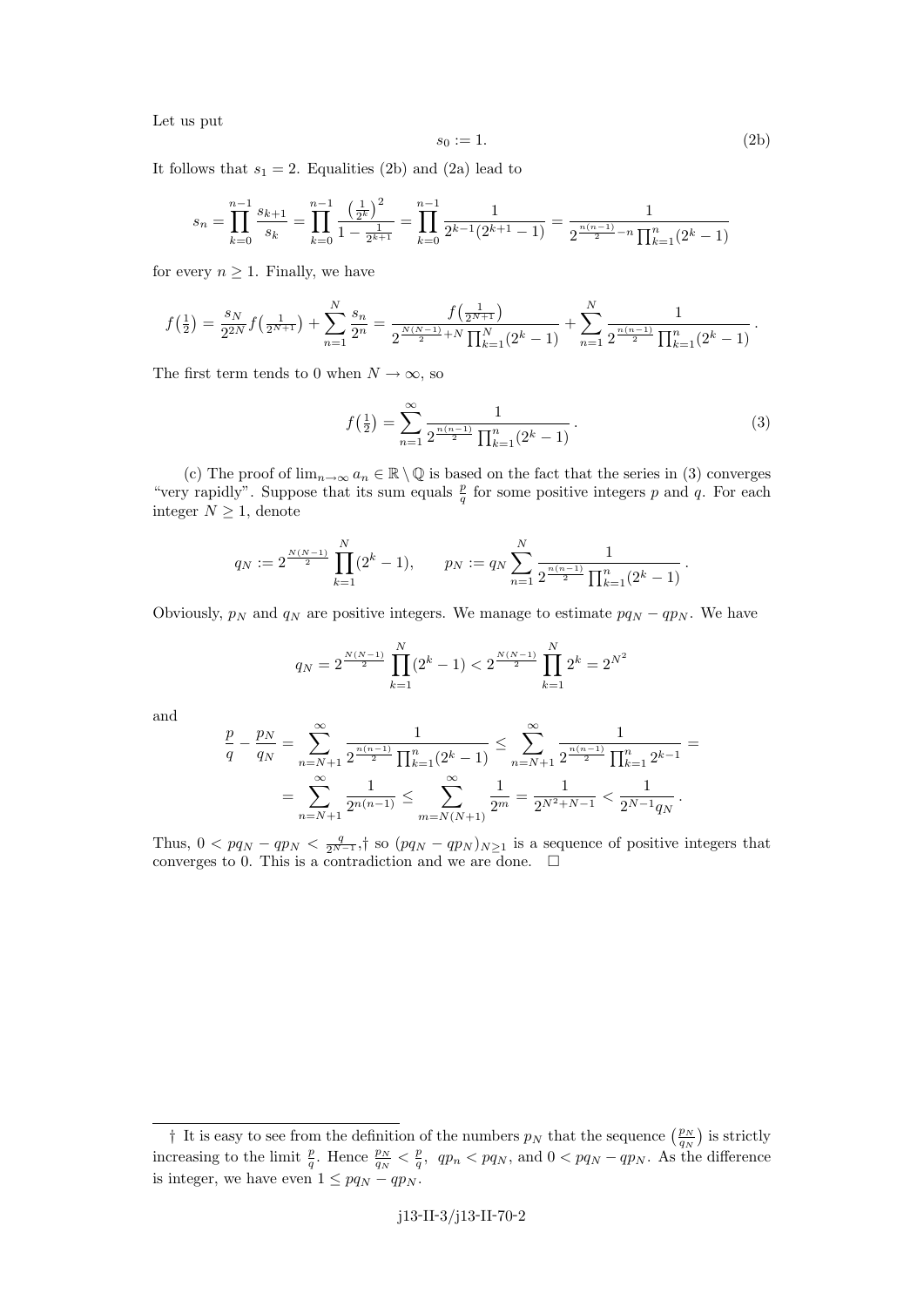Let us put

$$s_0 := 1. \tag{2b}$$

It follows that $s_1 = 2$. Equalities (2b) and (2a) lead to

$$s_n = \prod_{k=0}^{n-1} \frac{s_{k+1}}{s_k} = \prod_{k=0}^{n-1} \frac{\left(\frac{1}{2^k}\right)^2}{1 - \frac{1}{2^{k+1}}} = \prod_{k=0}^{n-1} \frac{1}{2^{k-1}(2^{k+1}-1)} = \frac{1}{2^{\frac{n(n-1)}{2}-n} \prod_{k=1}^{n}(2^k-1)}$$

for every $n \geq 1$. Finally, we have

$$f\left(\tfrac{1}{2}\right) = \frac{s_N}{2^{2N}} f\left(\tfrac{1}{2^{N+1}}\right) + \sum_{n=1}^{N} \frac{s_n}{2^n} = \frac{f\left(\frac{1}{2^{N+1}}\right)}{2^{\frac{N(N-1)}{2}+N} \prod_{k=1}^{N}(2^k-1)} + \sum_{n=1}^{N} \frac{1}{2^{\frac{n(n-1)}{2}} \prod_{k=1}^{n}(2^k-1)}.$$

The first term tends to 0 when $N \to \infty$, so

$$f\left(\tfrac{1}{2}\right) = \sum_{n=1}^{\infty} \frac{1}{2^{\frac{n(n-1)}{2}} \prod_{k=1}^{n}(2^k-1)}. \tag{3}$$

(c) The proof of $\lim_{n\to\infty} a_n \in \mathbb{R} \setminus \mathbb{Q}$ is based on the fact that the series in (3) converges "very rapidly". Suppose that its sum equals $\frac{p}{q}$ for some positive integers $p$ and $q$. For each integer $N \geq 1$, denote

$$q_N := 2^{\frac{N(N-1)}{2}} \prod_{k=1}^{N}(2^k-1), \qquad p_N := q_N \sum_{n=1}^{N} \frac{1}{2^{\frac{n(n-1)}{2}} \prod_{k=1}^{n}(2^k-1)}.$$

Obviously, $p_N$ and $q_N$ are positive integers. We manage to estimate $pq_N - qp_N$. We have

$$q_N = 2^{\frac{N(N-1)}{2}} \prod_{k=1}^{N}(2^k-1) < 2^{\frac{N(N-1)}{2}} \prod_{k=1}^{N} 2^k = 2^{N^2}$$

and

$$\begin{aligned}
\frac{p}{q} - \frac{p_N}{q_N} &= \sum_{n=N+1}^{\infty} \frac{1}{2^{\frac{n(n-1)}{2}} \prod_{k=1}^{n}(2^k-1)} \leq \sum_{n=N+1}^{\infty} \frac{1}{2^{\frac{n(n-1)}{2}} \prod_{k=1}^{n} 2^{k-1}} = \\
&= \sum_{n=N+1}^{\infty} \frac{1}{2^{n(n-1)}} \leq \sum_{m=N(N+1)}^{\infty} \frac{1}{2^m} = \frac{1}{2^{N^2+N-1}} < \frac{1}{2^{N-1} q_N}.
\end{aligned}$$

Thus, $0 < pq_N - qp_N < \frac{q}{2^{N-1}}$,† so $(pq_N - qp_N)_{N\geq 1}$ is a sequence of positive integers that converges to 0. This is a contradiction and we are done. □

---

† It is easy to see from the definition of the numbers $p_N$ that the sequence $\left(\frac{p_N}{q_N}\right)$ is strictly increasing to the limit $\frac{p}{q}$. Hence $\frac{p_N}{q_N} < \frac{p}{q}$, $qp_n < pq_N$, and $0 < pq_N - qp_N$. As the difference is integer, we have even $1 \leq pq_N - qp_N$.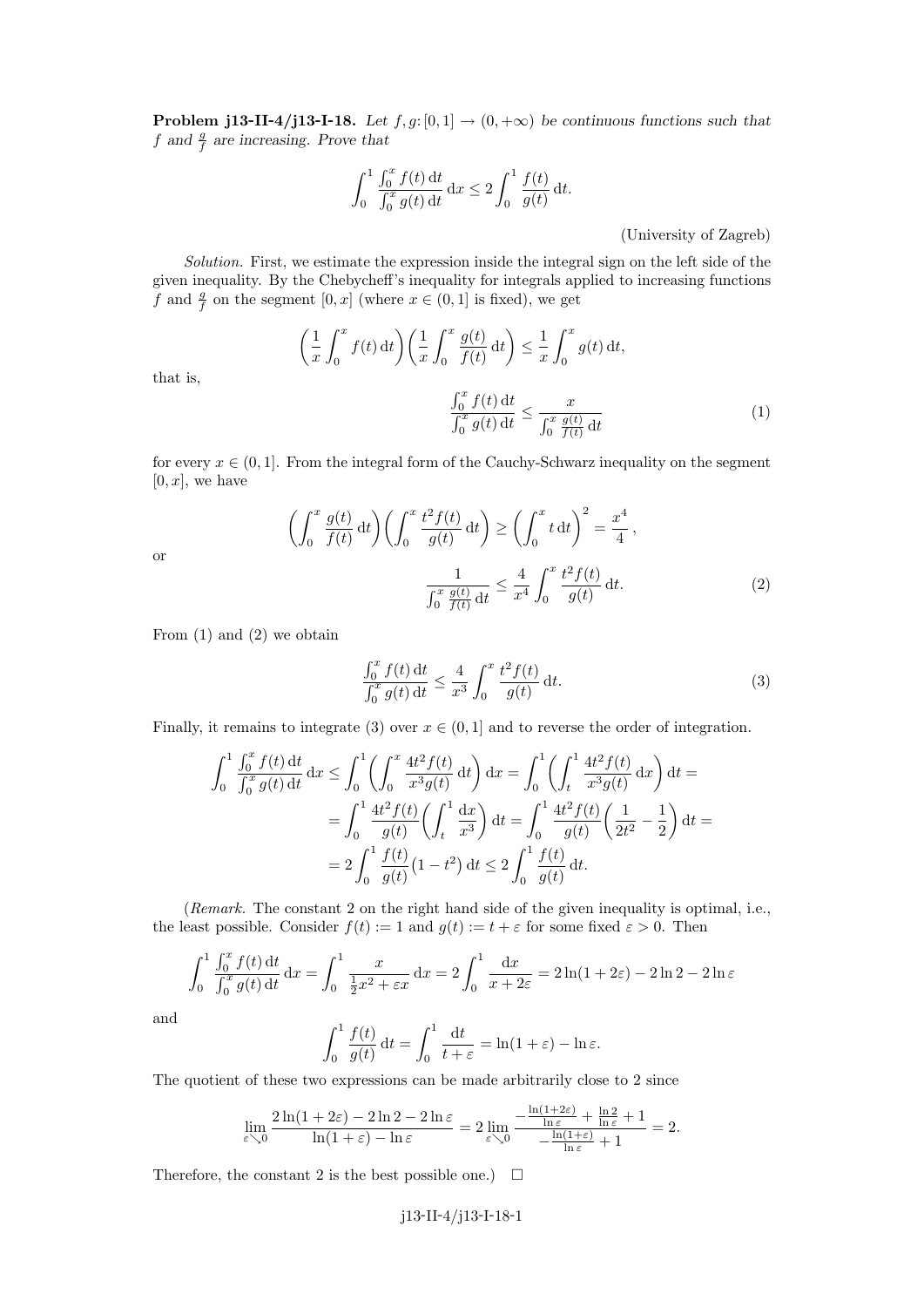**Problem j13-II-4/j13-I-18.** *Let $f, g\colon [0,1] \to (0,+\infty)$ be continuous functions such that $f$ and $\frac{g}{f}$ are increasing. Prove that*

$$\int_0^1 \frac{\int_0^x f(t)\,\mathrm{d}t}{\int_0^x g(t)\,\mathrm{d}t}\,\mathrm{d}x \le 2\int_0^1 \frac{f(t)}{g(t)}\,\mathrm{d}t.$$

(University of Zagreb)

*Solution.* First, we estimate the expression inside the integral sign on the left side of the given inequality. By the Chebycheff's inequality for integrals applied to increasing functions $f$ and $\frac{g}{f}$ on the segment $[0,x]$ (where $x \in (0,1]$ is fixed), we get

$$\left(\frac{1}{x}\int_0^x f(t)\,\mathrm{d}t\right)\left(\frac{1}{x}\int_0^x \frac{g(t)}{f(t)}\,\mathrm{d}t\right) \le \frac{1}{x}\int_0^x g(t)\,\mathrm{d}t,$$

that is,

$$\frac{\int_0^x f(t)\,\mathrm{d}t}{\int_0^x g(t)\,\mathrm{d}t} \le \frac{x}{\int_0^x \frac{g(t)}{f(t)}\,\mathrm{d}t} \tag{1}$$

for every $x \in (0,1]$. From the integral form of the Cauchy-Schwarz inequality on the segment $[0,x]$, we have

$$\left(\int_0^x \frac{g(t)}{f(t)}\,\mathrm{d}t\right)\left(\int_0^x \frac{t^2 f(t)}{g(t)}\,\mathrm{d}t\right) \ge \left(\int_0^x t\,\mathrm{d}t\right)^2 = \frac{x^4}{4}\,,$$

or

$$\frac{1}{\int_0^x \frac{g(t)}{f(t)}\,\mathrm{d}t} \le \frac{4}{x^4}\int_0^x \frac{t^2 f(t)}{g(t)}\,\mathrm{d}t. \tag{2}$$

From (1) and (2) we obtain

$$\frac{\int_0^x f(t)\,\mathrm{d}t}{\int_0^x g(t)\,\mathrm{d}t} \le \frac{4}{x^3}\int_0^x \frac{t^2 f(t)}{g(t)}\,\mathrm{d}t. \tag{3}$$

Finally, it remains to integrate (3) over $x \in (0,1]$ and to reverse the order of integration.

$$\begin{aligned}
\int_0^1 \frac{\int_0^x f(t)\,\mathrm{d}t}{\int_0^x g(t)\,\mathrm{d}t}\,\mathrm{d}x &\le \int_0^1 \left(\int_0^x \frac{4t^2 f(t)}{x^3 g(t)}\,\mathrm{d}t\right)\mathrm{d}x = \int_0^1 \left(\int_t^1 \frac{4t^2 f(t)}{x^3 g(t)}\,\mathrm{d}x\right)\mathrm{d}t = \\
&= \int_0^1 \frac{4t^2 f(t)}{g(t)}\left(\int_t^1 \frac{\mathrm{d}x}{x^3}\right)\mathrm{d}t = \int_0^1 \frac{4t^2 f(t)}{g(t)}\left(\frac{1}{2t^2} - \frac{1}{2}\right)\mathrm{d}t = \\
&= 2\int_0^1 \frac{f(t)}{g(t)}\big(1 - t^2\big)\,\mathrm{d}t \le 2\int_0^1 \frac{f(t)}{g(t)}\,\mathrm{d}t.
\end{aligned}$$

(*Remark.* The constant 2 on the right hand side of the given inequality is optimal, i.e., the least possible. Consider $f(t) := 1$ and $g(t) := t + \varepsilon$ for some fixed $\varepsilon > 0$. Then

$$\int_0^1 \frac{\int_0^x f(t)\,\mathrm{d}t}{\int_0^x g(t)\,\mathrm{d}t}\,\mathrm{d}x = \int_0^1 \frac{x}{\frac{1}{2}x^2 + \varepsilon x}\,\mathrm{d}x = 2\int_0^1 \frac{\mathrm{d}x}{x + 2\varepsilon} = 2\ln(1+2\varepsilon) - 2\ln 2 - 2\ln\varepsilon$$

and

$$\int_0^1 \frac{f(t)}{g(t)}\,\mathrm{d}t = \int_0^1 \frac{\mathrm{d}t}{t+\varepsilon} = \ln(1+\varepsilon) - \ln\varepsilon.$$

The quotient of these two expressions can be made arbitrarily close to 2 since

$$\lim_{\varepsilon \searrow 0} \frac{2\ln(1+2\varepsilon) - 2\ln 2 - 2\ln\varepsilon}{\ln(1+\varepsilon) - \ln\varepsilon} = 2\lim_{\varepsilon \searrow 0} \frac{-\frac{\ln(1+2\varepsilon)}{\ln\varepsilon} + \frac{\ln 2}{\ln\varepsilon} + 1}{-\frac{\ln(1+\varepsilon)}{\ln\varepsilon} + 1} = 2.$$

Therefore, the constant 2 is the best possible one.) $\square$